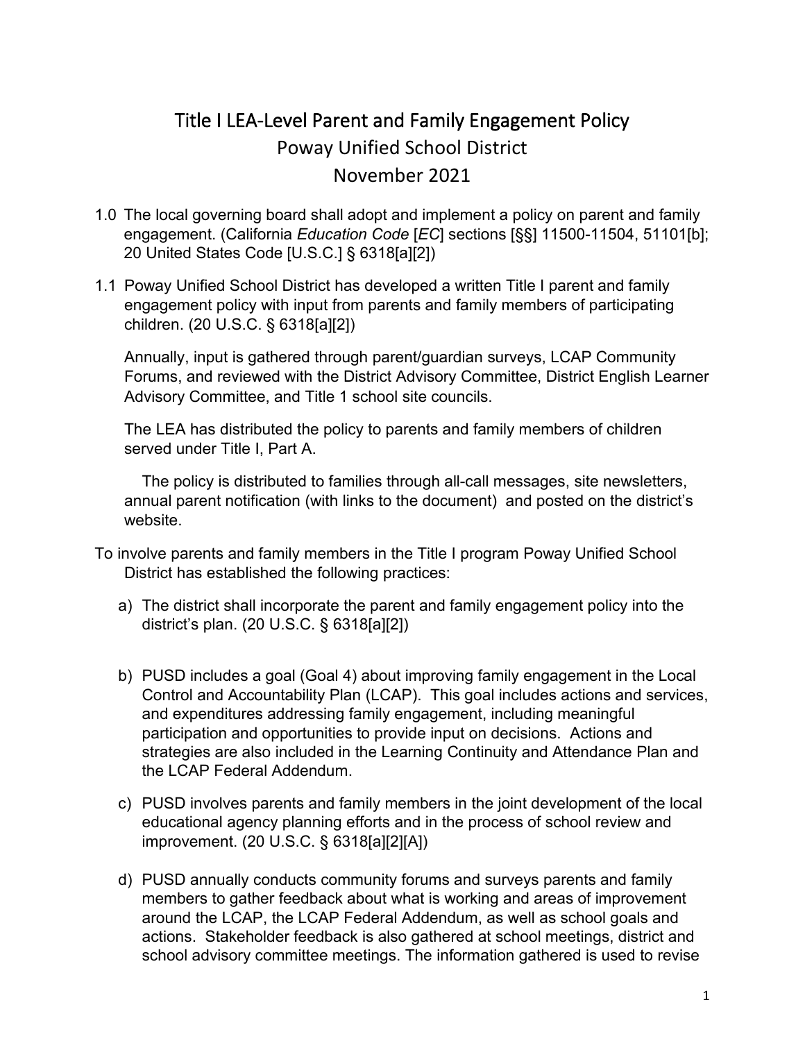# Title I LEA-Level Parent and Family Engagement Policy

## Poway Unified School District

## November 2021

1.0 The local governing board shall adopt and implement a policy on parent and family engagement. (California *Education Code* [*EC*] sections [§§] 11500-11504, 51101[b]; 20 United States Code [U.S.C.] § 6318[a][2])

1.1 Poway Unified School District has developed a written Title I parent and family engagement policy with input from parents and family members of participating children. (20 U.S.C. § 6318[a][2])

Annually, input is gathered through parent/guardian surveys, LCAP Community Forums, and reviewed with the District Advisory Committee, District English Learner Advisory Committee, and Title 1 school site councils.

The LEA has distributed the policy to parents and family members of children served under Title I, Part A.

The policy is distributed to families through all-call messages, site newsletters, annual parent notification (with links to the document) and posted on the district's website.

To involve parents and family members in the Title I program Poway Unified School District has established the following practices:

a) The district shall incorporate the parent and family engagement policy into the district's plan. (20 U.S.C. § 6318[a][2])

b) PUSD includes a goal (Goal 4) about improving family engagement in the Local Control and Accountability Plan (LCAP). This goal includes actions and services, and expenditures addressing family engagement, including meaningful participation and opportunities to provide input on decisions. Actions and strategies are also included in the Learning Continuity and Attendance Plan and the LCAP Federal Addendum.

c) PUSD involves parents and family members in the joint development of the local educational agency planning efforts and in the process of school review and improvement. (20 U.S.C. § 6318[a][2][A])

d) PUSD annually conducts community forums and surveys parents and family members to gather feedback about what is working and areas of improvement around the LCAP, the LCAP Federal Addendum, as well as school goals and actions. Stakeholder feedback is also gathered at school meetings, district and school advisory committee meetings. The information gathered is used to revise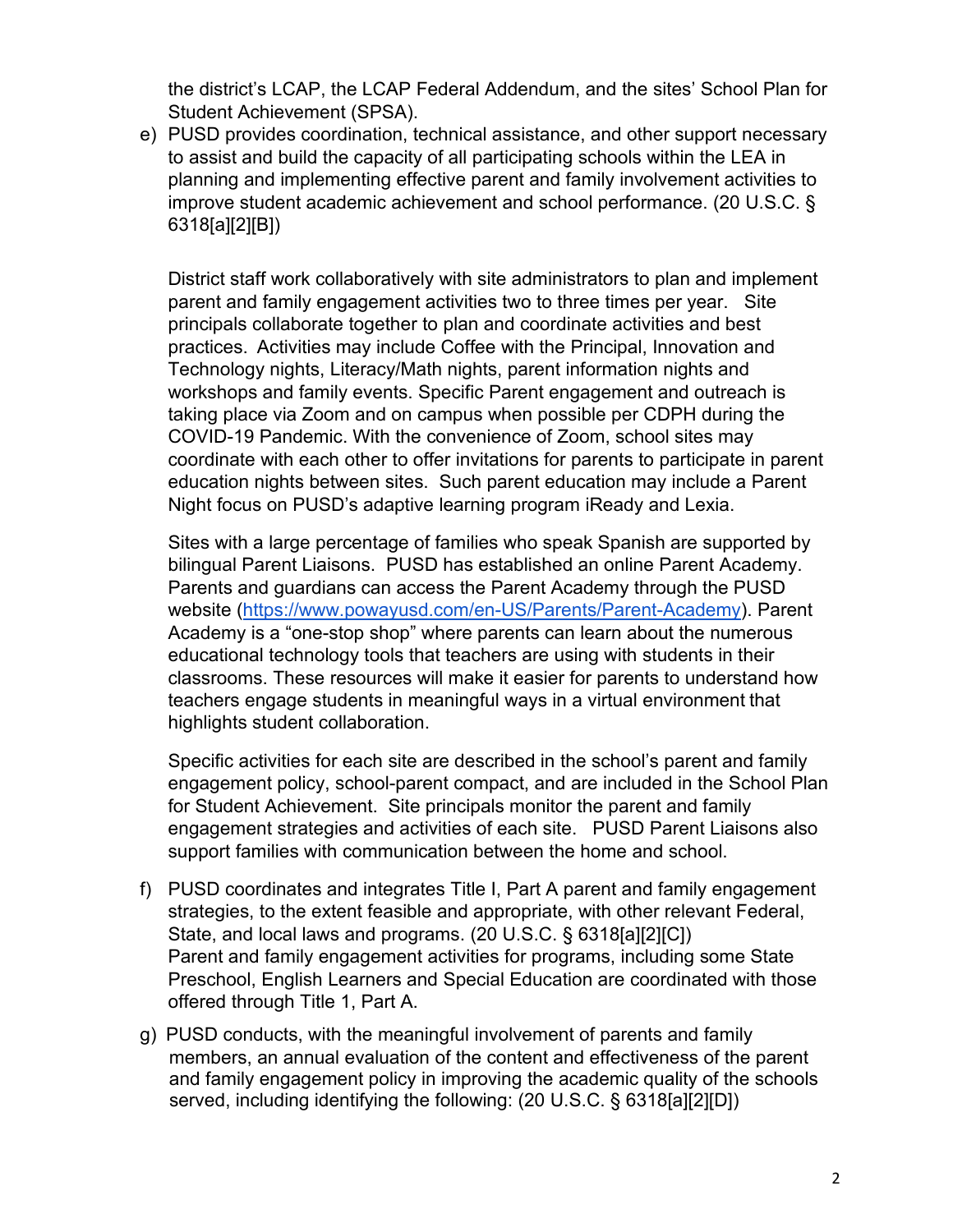the district's LCAP, the LCAP Federal Addendum, and the sites' School Plan for Student Achievement (SPSA).

e) PUSD provides coordination, technical assistance, and other support necessary to assist and build the capacity of all participating schools within the LEA in planning and implementing effective parent and family involvement activities to improve student academic achievement and school performance. (20 U.S.C. § 6318[a][2][B])

   District staff work collaboratively with site administrators to plan and implement parent and family engagement activities two to three times per year. Site principals collaborate together to plan and coordinate activities and best practices. Activities may include Coffee with the Principal, Innovation and Technology nights, Literacy/Math nights, parent information nights and workshops and family events. Specific Parent engagement and outreach is taking place via Zoom and on campus when possible per CDPH during the COVID-19 Pandemic. With the convenience of Zoom, school sites may coordinate with each other to offer invitations for parents to participate in parent education nights between sites. Such parent education may include a Parent Night focus on PUSD's adaptive learning program iReady and Lexia.

   Sites with a large percentage of families who speak Spanish are supported by bilingual Parent Liaisons. PUSD has established an online Parent Academy. Parents and guardians can access the Parent Academy through the PUSD website ([https://www.powayusd.com/en-US/Parents/Parent-Academy](https://www.powayusd.com/en-US/Parents/Parent-Academy)). Parent Academy is a "one-stop shop" where parents can learn about the numerous educational technology tools that teachers are using with students in their classrooms. These resources will make it easier for parents to understand how teachers engage students in meaningful ways in a virtual environment that highlights student collaboration.

   Specific activities for each site are described in the school's parent and family engagement policy, school-parent compact, and are included in the School Plan for Student Achievement. Site principals monitor the parent and family engagement strategies and activities of each site. PUSD Parent Liaisons also support families with communication between the home and school.

f) PUSD coordinates and integrates Title I, Part A parent and family engagement strategies, to the extent feasible and appropriate, with other relevant Federal, State, and local laws and programs. (20 U.S.C. § 6318[a][2][C])
   Parent and family engagement activities for programs, including some State Preschool, English Learners and Special Education are coordinated with those offered through Title 1, Part A.

g) PUSD conducts, with the meaningful involvement of parents and family members, an annual evaluation of the content and effectiveness of the parent and family engagement policy in improving the academic quality of the schools served, including identifying the following: (20 U.S.C. § 6318[a][2][D])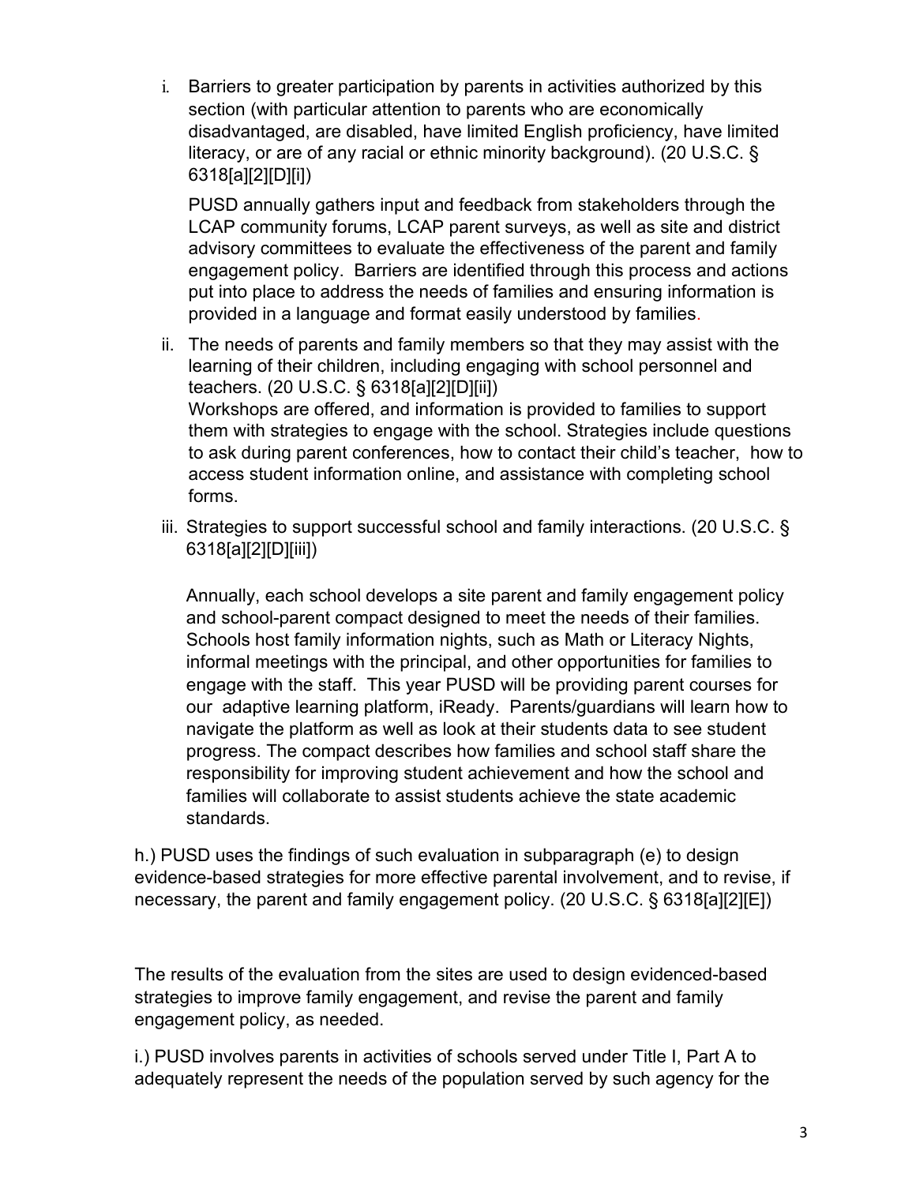i. Barriers to greater participation by parents in activities authorized by this section (with particular attention to parents who are economically disadvantaged, are disabled, have limited English proficiency, have limited literacy, or are of any racial or ethnic minority background). (20 U.S.C. § 6318[a][2][D][i])

   PUSD annually gathers input and feedback from stakeholders through the LCAP community forums, LCAP parent surveys, as well as site and district advisory committees to evaluate the effectiveness of the parent and family engagement policy. Barriers are identified through this process and actions put into place to address the needs of families and ensuring information is provided in a language and format easily understood by families.

ii. The needs of parents and family members so that they may assist with the learning of their children, including engaging with school personnel and teachers. (20 U.S.C. § 6318[a][2][D][ii])
   Workshops are offered, and information is provided to families to support them with strategies to engage with the school. Strategies include questions to ask during parent conferences, how to contact their child's teacher, how to access student information online, and assistance with completing school forms.

iii. Strategies to support successful school and family interactions. (20 U.S.C. § 6318[a][2][D][iii])

   Annually, each school develops a site parent and family engagement policy and school-parent compact designed to meet the needs of their families. Schools host family information nights, such as Math or Literacy Nights, informal meetings with the principal, and other opportunities for families to engage with the staff. This year PUSD will be providing parent courses for our adaptive learning platform, iReady. Parents/guardians will learn how to navigate the platform as well as look at their students data to see student progress. The compact describes how families and school staff share the responsibility for improving student achievement and how the school and families will collaborate to assist students achieve the state academic standards.

h.) PUSD uses the findings of such evaluation in subparagraph (e) to design evidence-based strategies for more effective parental involvement, and to revise, if necessary, the parent and family engagement policy. (20 U.S.C. § 6318[a][2][E])

The results of the evaluation from the sites are used to design evidenced-based strategies to improve family engagement, and revise the parent and family engagement policy, as needed.

i.) PUSD involves parents in activities of schools served under Title I, Part A to adequately represent the needs of the population served by such agency for the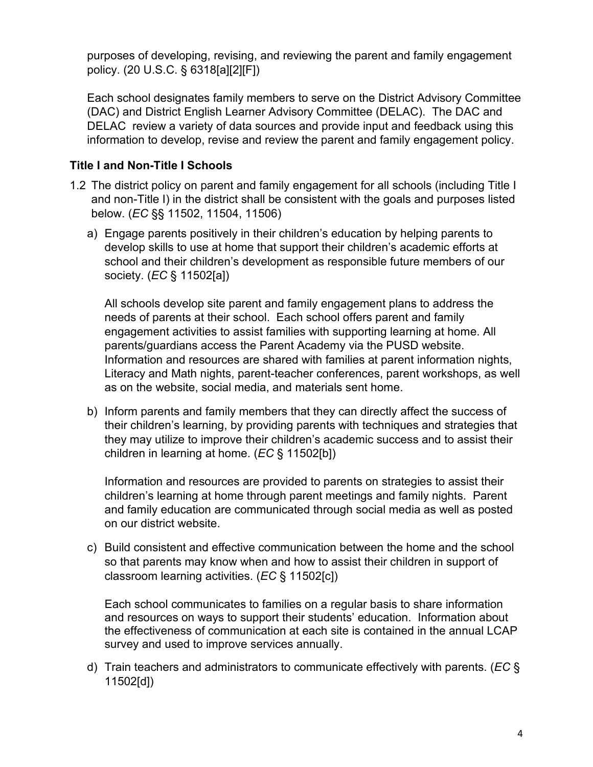purposes of developing, revising, and reviewing the parent and family engagement policy. (20 U.S.C. § 6318[a][2][F])

Each school designates family members to serve on the District Advisory Committee (DAC) and District English Learner Advisory Committee (DELAC). The DAC and DELAC review a variety of data sources and provide input and feedback using this information to develop, revise and review the parent and family engagement policy.

### Title I and Non-Title I Schools

1.2 The district policy on parent and family engagement for all schools (including Title I and non-Title I) in the district shall be consistent with the goals and purposes listed below. (*EC* §§ 11502, 11504, 11506)

a) Engage parents positively in their children's education by helping parents to develop skills to use at home that support their children's academic efforts at school and their children's development as responsible future members of our society. (*EC* § 11502[a])

   All schools develop site parent and family engagement plans to address the needs of parents at their school. Each school offers parent and family engagement activities to assist families with supporting learning at home. All parents/guardians access the Parent Academy via the PUSD website. Information and resources are shared with families at parent information nights, Literacy and Math nights, parent-teacher conferences, parent workshops, as well as on the website, social media, and materials sent home.

b) Inform parents and family members that they can directly affect the success of their children's learning, by providing parents with techniques and strategies that they may utilize to improve their children's academic success and to assist their children in learning at home. (*EC* § 11502[b])

   Information and resources are provided to parents on strategies to assist their children's learning at home through parent meetings and family nights. Parent and family education are communicated through social media as well as posted on our district website.

c) Build consistent and effective communication between the home and the school so that parents may know when and how to assist their children in support of classroom learning activities. (*EC* § 11502[c])

   Each school communicates to families on a regular basis to share information and resources on ways to support their students' education. Information about the effectiveness of communication at each site is contained in the annual LCAP survey and used to improve services annually.

d) Train teachers and administrators to communicate effectively with parents. (*EC* § 11502[d])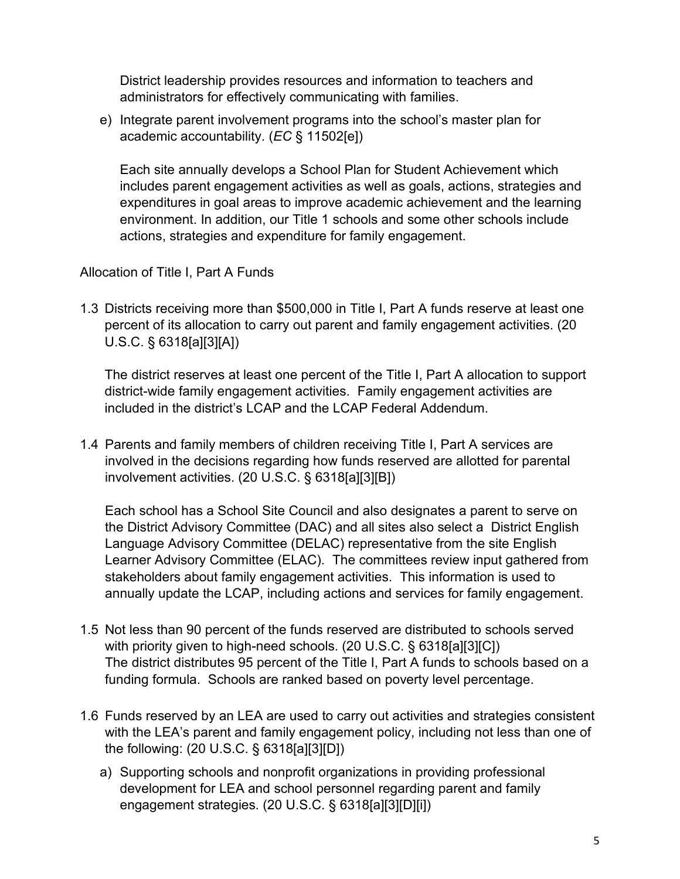District leadership provides resources and information to teachers and administrators for effectively communicating with families.

e) Integrate parent involvement programs into the school's master plan for academic accountability. (*EC* § 11502[e])

   Each site annually develops a School Plan for Student Achievement which includes parent engagement activities as well as goals, actions, strategies and expenditures in goal areas to improve academic achievement and the learning environment. In addition, our Title 1 schools and some other schools include actions, strategies and expenditure for family engagement.

Allocation of Title I, Part A Funds

1.3 Districts receiving more than $500,000 in Title I, Part A funds reserve at least one percent of its allocation to carry out parent and family engagement activities. (20 U.S.C. § 6318[a][3][A])

   The district reserves at least one percent of the Title I, Part A allocation to support district-wide family engagement activities. Family engagement activities are included in the district's LCAP and the LCAP Federal Addendum.

1.4 Parents and family members of children receiving Title I, Part A services are involved in the decisions regarding how funds reserved are allotted for parental involvement activities. (20 U.S.C. § 6318[a][3][B])

   Each school has a School Site Council and also designates a parent to serve on the District Advisory Committee (DAC) and all sites also select a District English Language Advisory Committee (DELAC) representative from the site English Learner Advisory Committee (ELAC). The committees review input gathered from stakeholders about family engagement activities. This information is used to annually update the LCAP, including actions and services for family engagement.

1.5 Not less than 90 percent of the funds reserved are distributed to schools served with priority given to high-need schools. (20 U.S.C. § 6318[a][3][C])
   The district distributes 95 percent of the Title I, Part A funds to schools based on a funding formula. Schools are ranked based on poverty level percentage.

1.6 Funds reserved by an LEA are used to carry out activities and strategies consistent with the LEA's parent and family engagement policy, including not less than one of the following: (20 U.S.C. § 6318[a][3][D])

   a) Supporting schools and nonprofit organizations in providing professional development for LEA and school personnel regarding parent and family engagement strategies. (20 U.S.C. § 6318[a][3][D][i])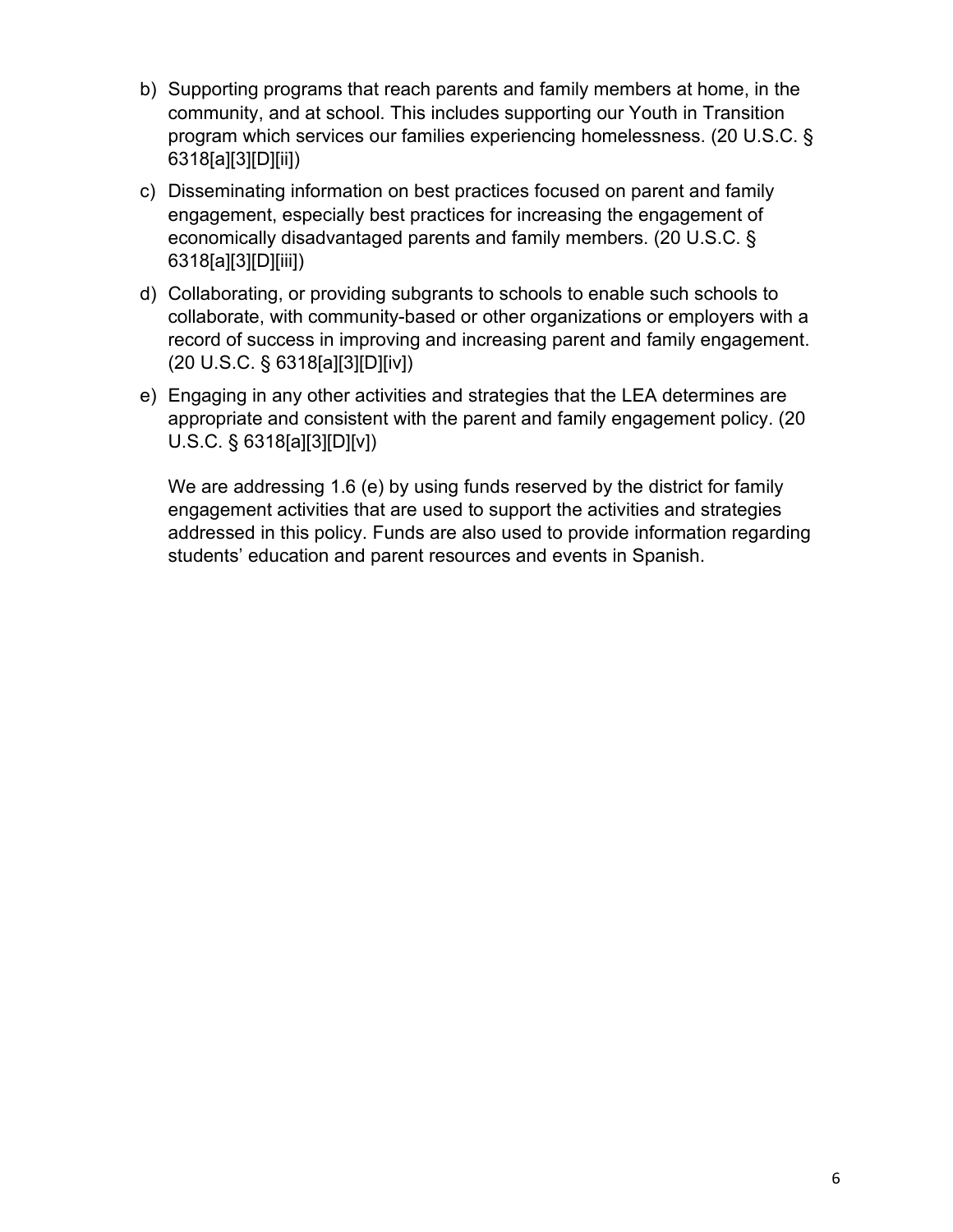b) Supporting programs that reach parents and family members at home, in the community, and at school. This includes supporting our Youth in Transition program which services our families experiencing homelessness. (20 U.S.C. § 6318[a][3][D][ii])

c) Disseminating information on best practices focused on parent and family engagement, especially best practices for increasing the engagement of economically disadvantaged parents and family members. (20 U.S.C. § 6318[a][3][D][iii])

d) Collaborating, or providing subgrants to schools to enable such schools to collaborate, with community-based or other organizations or employers with a record of success in improving and increasing parent and family engagement. (20 U.S.C. § 6318[a][3][D][iv])

e) Engaging in any other activities and strategies that the LEA determines are appropriate and consistent with the parent and family engagement policy. (20 U.S.C. § 6318[a][3][D][v])

   We are addressing 1.6 (e) by using funds reserved by the district for family engagement activities that are used to support the activities and strategies addressed in this policy. Funds are also used to provide information regarding students' education and parent resources and events in Spanish.